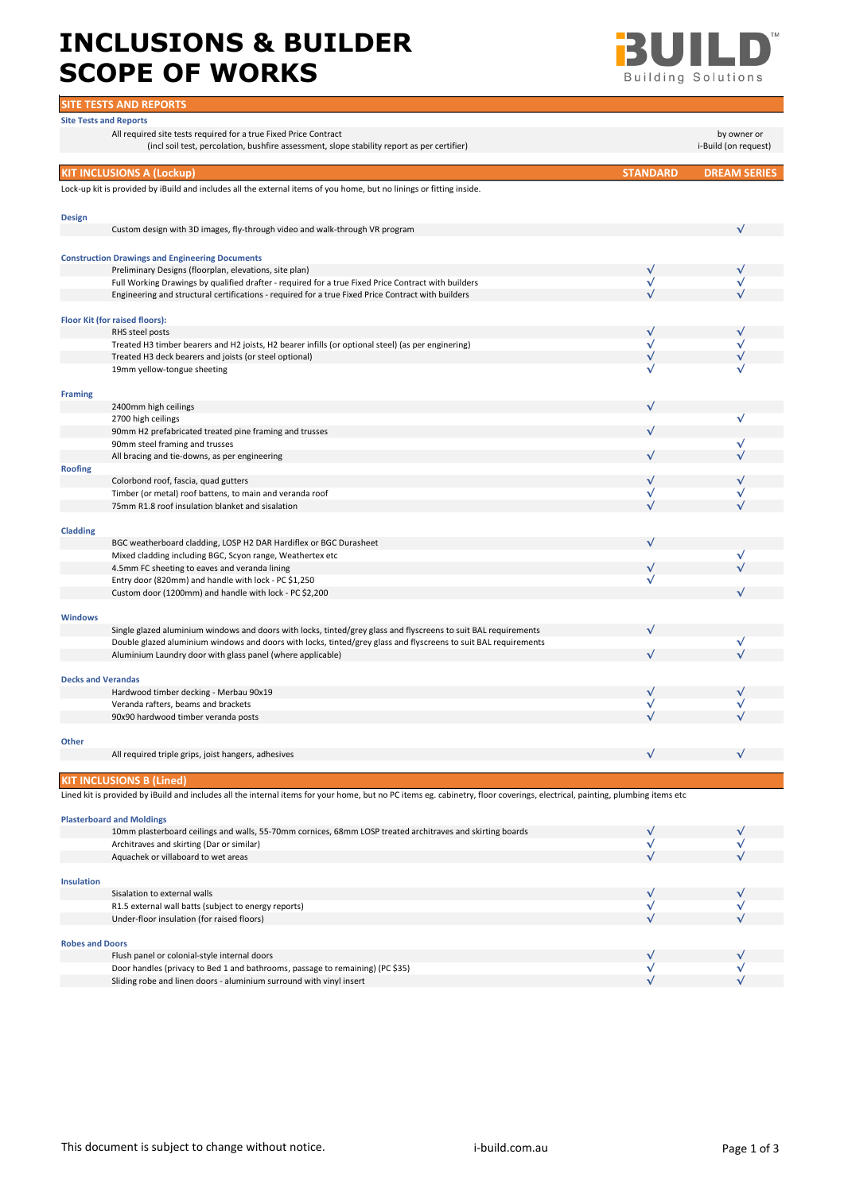# INCLUSIONS & BUILDER SCOPE OF WORKS

iBUILD™ Building Solutions

## SITE TESTS AND REPORTS

| Site Tests and Reports | |
|---|---|
| All required site tests required for a true Fixed Price Contract (incl soil test, percolation, bushfire assessment, slope stability report as per certifier) | by owner or i-Build (on request) |

## KIT INCLUSIONS A (Lockup)

Lock-up kit is provided by iBuild and includes all the external items of you home, but no linings or fitting inside.

| | STANDARD | DREAM SERIES |
|---|---|---|
| **Design** | | |
| Custom design with 3D images, fly-through video and walk-through VR program | | √ |
| **Construction Drawings and Engineering Documents** | | |
| Preliminary Designs (floorplan, elevations, site plan) | √ | √ |
| Full Working Drawings by qualified drafter - required for a true Fixed Price Contract with builders | √ | √ |
| Engineering and structural certifications - required for a true Fixed Price Contract with builders | √ | √ |
| **Floor Kit (for raised floors):** | | |
| RHS steel posts | √ | √ |
| Treated H3 timber bearers and H2 joists, H2 bearer infills (or optional steel) (as per enginering) | √ | √ |
| Treated H3 deck bearers and joists (or steel optional) | √ | √ |
| 19mm yellow-tongue sheeting | √ | √ |
| **Framing** | | |
| 2400mm high ceilings | √ | |
| 2700 high ceilings | | √ |
| 90mm H2 prefabricated treated pine framing and trusses | √ | |
| 90mm steel framing and trusses | | √ |
| All bracing and tie-downs, as per engineering | √ | √ |
| **Roofing** | | |
| Colorbond roof, fascia, quad gutters | √ | √ |
| Timber (or metal) roof battens, to main and veranda roof | √ | √ |
| 75mm R1.8 roof insulation blanket and sisalation | √ | √ |
| **Cladding** | | |
| BGC weatherboard cladding, LOSP H2 DAR Hardiflex or BGC Durasheet | √ | |
| Mixed cladding including BGC, Scyon range, Weathertex etc | | √ |
| 4.5mm FC sheeting to eaves and veranda lining | √ | √ |
| Entry door (820mm) and handle with lock - PC $1,250 | √ | |
| Custom door (1200mm) and handle with lock - PC $2,200 | | √ |
| **Windows** | | |
| Single glazed aluminium windows and doors with locks, tinted/grey glass and flyscreens to suit BAL requirements | √ | |
| Double glazed aluminium windows and doors with locks, tinted/grey glass and flyscreens to suit BAL requirements | | √ |
| Aluminium Laundry door with glass panel (where applicable) | √ | √ |
| **Decks and Verandas** | | |
| Hardwood timber decking - Merbau 90x19 | √ | √ |
| Veranda rafters, beams and brackets | √ | √ |
| 90x90 hardwood timber veranda posts | √ | √ |
| **Other** | | |
| All required triple grips, joist hangers, adhesives | √ | √ |

## KIT INCLUSIONS B (Lined)

Lined kit is provided by iBuild and includes all the internal items for your home, but no PC items eg. cabinetry, floor coverings, electrical, painting, plumbing items etc

| | STANDARD | DREAM SERIES |
|---|---|---|
| **Plasterboard and Moldings** | | |
| 10mm plasterboard ceilings and walls, 55-70mm cornices, 68mm LOSP treated architraves and skirting boards | √ | √ |
| Architraves and skirting (Dar or similar) | √ | √ |
| Aquachek or villaboard to wet areas | √ | √ |
| **Insulation** | | |
| Sisalation to external walls | √ | √ |
| R1.5 external wall batts (subject to energy reports) | √ | √ |
| Under-floor insulation (for raised floors) | √ | √ |
| **Robes and Doors** | | |
| Flush panel or colonial-style internal doors | √ | √ |
| Door handles (privacy to Bed 1 and bathrooms, passage to remaining) (PC $35) | √ | √ |
| Sliding robe and linen doors - aluminium surround with vinyl insert | √ | √ |

This document is subject to change without notice.

i-build.com.au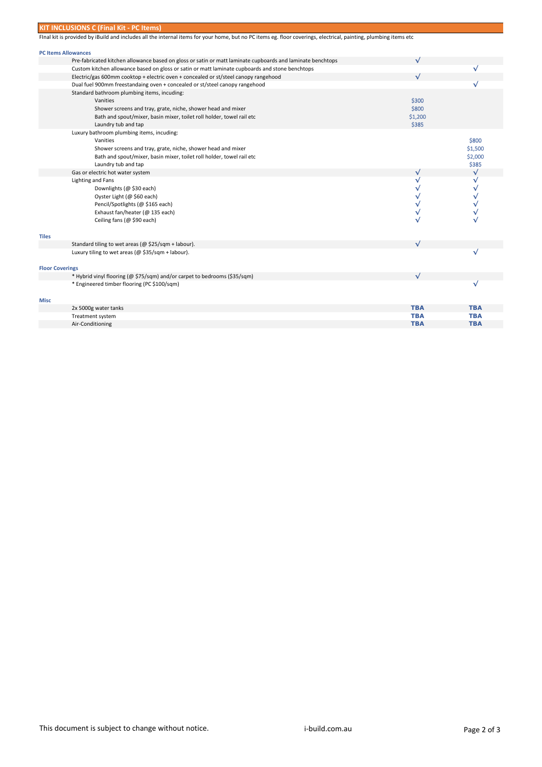## KIT INCLUSIONS C (Final Kit - PC Items)

FInal kit is provided by iBuild and includes all the internal items for your home, but no PC items eg. floor coverings, electrical, painting, plumbing items etc

| | | | |
|---|---|---|---|
| **PC Items Allowances** | | | |
| | Pre-fabricated kitchen allowance based on gloss or satin or matt laminate cupboards and laminate benchtops | √ | |
| | Custom kitchen allowance based on gloss or satin or matt laminate cupboards and stone benchtops | | √ |
| | Electric/gas 600mm cooktop + electric oven + concealed or st/steel canopy rangehood | √ | |
| | Dual fuel 900mm freestandaing oven + concealed or st/steel canopy rangehood | | √ |
| | Standard bathroom plumbing items, incuding: | | |
| | Vanities | $300 | |
| | Shower screens and tray, grate, niche, shower head and mixer | $800 | |
| | Bath and spout/mixer, basin mixer, toilet roll holder, towel rail etc | $1,200 | |
| | Laundry tub and tap | $385 | |
| | Luxury bathroom plumbing items, incuding: | | |
| | Vanities | | $800 |
| | Shower screens and tray, grate, niche, shower head and mixer | | $1,500 |
| | Bath and spout/mixer, basin mixer, toilet roll holder, towel rail etc | | $2,000 |
| | Laundry tub and tap | | $385 |
| | Gas or electric hot water system | √ | √ |
| | Lighting and Fans | √ | √ |
| | Downlights (@ $30 each) | √ | √ |
| | Oyster Light (@ $60 each) | √ | √ |
| | Pencil/Spotlights (@ $165 each) | √ | √ |
| | Exhaust fan/heater (@ 135 each) | √ | √ |
| | Ceiling fans (@ $90 each) | √ | √ |
| **Tiles** | | | |
| | Standard tiling to wet areas (@ $25/sqm + labour). | √ | |
| | Luxury tiling to wet areas (@ $35/sqm + labour). | | √ |
| **Floor Coverings** | | | |
| | * Hybrid vinyl flooring (@ $75/sqm) and/or carpet to bedrooms ($35/sqm) | √ | |
| | * Engineered timber flooring (PC $100/sqm) | | √ |
| **Misc** | | | |
| | 2x 5000g water tanks | **TBA** | **TBA** |
| | Treatment system | **TBA** | **TBA** |
| | Air-Conditioning | **TBA** | **TBA** |

This document is subject to change without notice.

i-build.com.au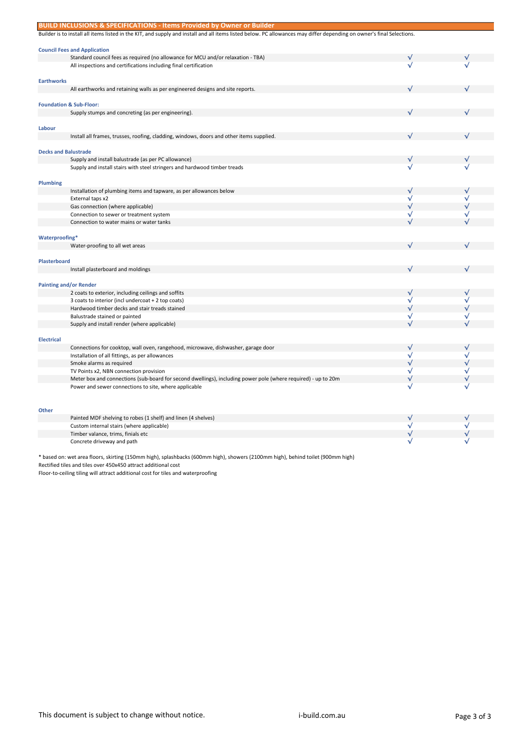## BUILD INCLUSIONS & SPECIFICATIONS - Items Provided by Owner or Builder

Builder is to install all items listed in the KIT, and supply and install and all items listed below. PC allowances may differ depending on owner's final Selections.

| | | | |
|---|---|---|---|
| **Council Fees and Application** | | | |
| | Standard council fees as required (no allowance for MCU and/or relaxation - TBA) | √ | √ |
| | All inspections and certifications including final certification | √ | √ |
| **Earthworks** | | | |
| | All earthworks and retaining walls as per engineered designs and site reports. | √ | √ |
| **Foundation & Sub-Floor:** | | | |
| | Supply stumps and concreting (as per engineering). | √ | √ |
| **Labour** | | | |
| | Install all frames, trusses, roofing, cladding, windows, doors and other items supplied. | √ | √ |
| **Decks and Balustrade** | | | |
| | Supply and install balustrade (as per PC allowance) | √ | √ |
| | Supply and install stairs with steel stringers and hardwood timber treads | √ | √ |
| **Plumbing** | | | |
| | Installation of plumbing items and tapware, as per allowances below | √ | √ |
| | External taps x2 | √ | √ |
| | Gas connection (where applicable) | √ | √ |
| | Connection to sewer or treatment system | √ | √ |
| | Connection to water mains or water tanks | √ | √ |
| **Waterproofing*** | | | |
| | Water-proofing to all wet areas | √ | √ |
| **Plasterboard** | | | |
| | Install plasterboard and moldings | √ | √ |
| **Painting and/or Render** | | | |
| | 2 coats to exterior, including ceilings and soffits | √ | √ |
| | 3 coats to interior (incl undercoat + 2 top coats) | √ | √ |
| | Hardwood timber decks and stair treads stained | √ | √ |
| | Balustrade stained or painted | √ | √ |
| | Supply and install render (where applicable) | √ | √ |
| **Electrical** | | | |
| | Connections for cooktop, wall oven, rangehood, microwave, dishwasher, garage door | √ | √ |
| | Installation of all fittings, as per allowances | √ | √ |
| | Smoke alarms as required | √ | √ |
| | TV Points x2, NBN connection provision | √ | √ |
| | Meter box and connections (sub-board for second dwellings), including power pole (where required) - up to 20m | √ | √ |
| | Power and sewer connections to site, where applicable | √ | √ |
| **Other** | | | |
| | Painted MDF shelving to robes (1 shelf) and linen (4 shelves) | √ | √ |
| | Custom internal stairs (where applicable) | √ | √ |
| | Timber valance, trims, finials etc | √ | √ |
| | Concrete driveway and path | √ | √ |

* based on: wet area floors, skirting (150mm high), splashbacks (600mm high), showers (2100mm high), behind toilet (900mm high)

Rectified tiles and tiles over 450x450 attract additional cost

Floor-to-ceiling tiling will attract additional cost for tiles and waterproofing

This document is subject to change without notice.

i-build.com.au